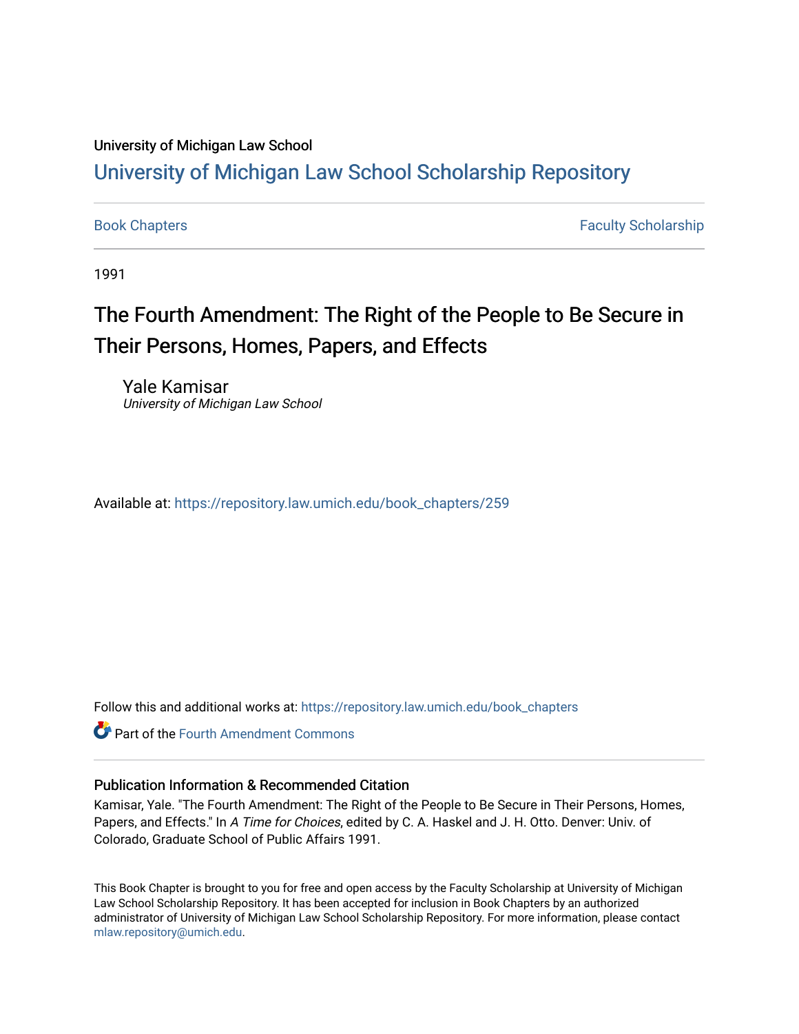University of Michigan Law School

# University of Michigan Law School Scholarship Repository

Book Chapters | Faculty Scholarship

1991

## The Fourth Amendment: The Right of the People to Be Secure in Their Persons, Homes, Papers, and Effects

Yale Kamisar
*University of Michigan Law School*

Available at: https://repository.law.umich.edu/book_chapters/259

Follow this and additional works at: https://repository.law.umich.edu/book_chapters

Part of the Fourth Amendment Commons

### Publication Information & Recommended Citation

Kamisar, Yale. "The Fourth Amendment: The Right of the People to Be Secure in Their Persons, Homes, Papers, and Effects." In *A Time for Choices*, edited by C. A. Haskel and J. H. Otto. Denver: Univ. of Colorado, Graduate School of Public Affairs 1991.

This Book Chapter is brought to you for free and open access by the Faculty Scholarship at University of Michigan Law School Scholarship Repository. It has been accepted for inclusion in Book Chapters by an authorized administrator of University of Michigan Law School Scholarship Repository. For more information, please contact mlaw.repository@umich.edu.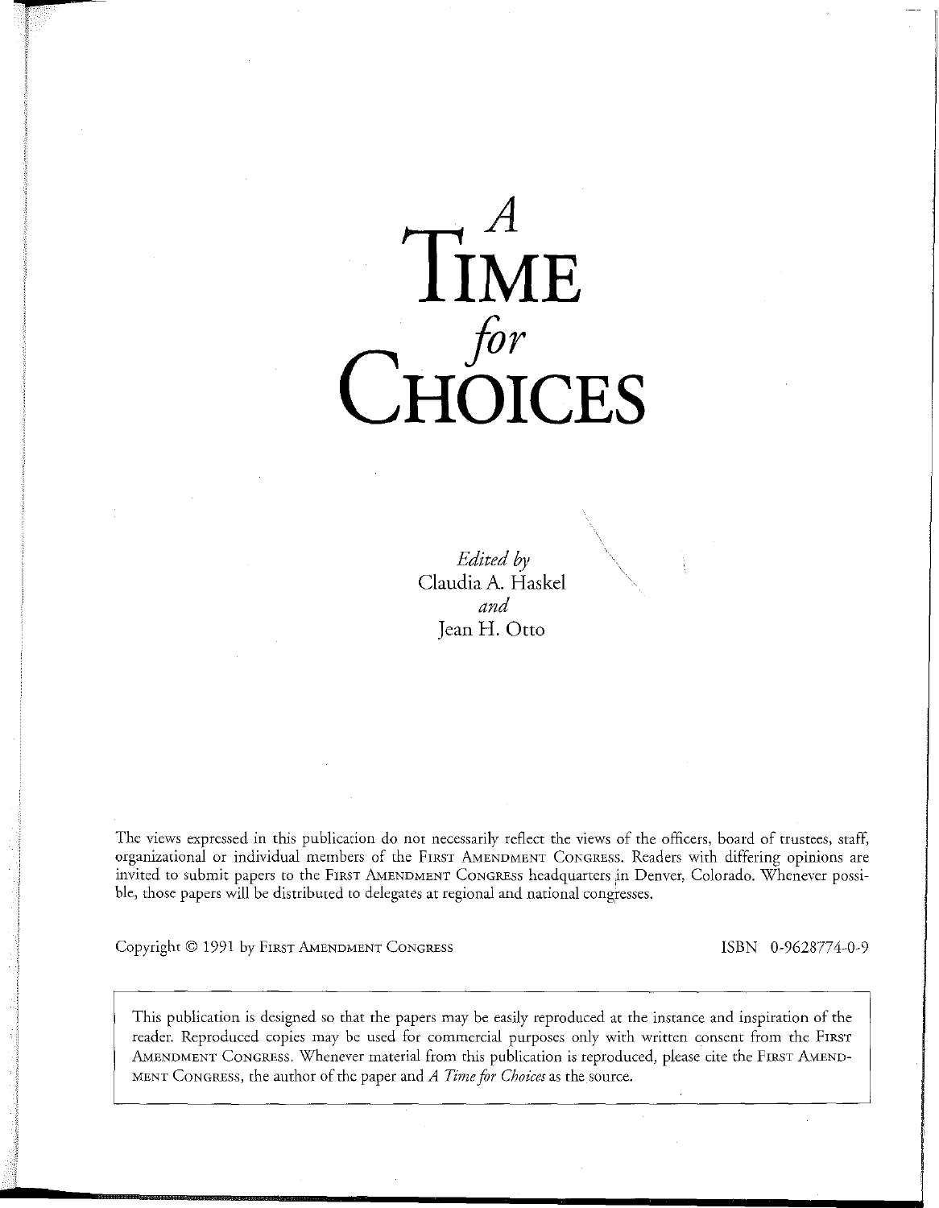# *A* Time *for* Choices

*Edited by*
Claudia A. Haskel
*and*
Jean H. Otto

The views expressed in this publication do not necessarily reflect the views of the officers, board of trustees, staff, organizational or individual members of the First Amendment Congress. Readers with differing opinions are invited to submit papers to the First Amendment Congress headquarters in Denver, Colorado. Whenever possible, those papers will be distributed to delegates at regional and national congresses.

Copyright © 1991 by First Amendment Congress

ISBN 0-9628774-0-9

This publication is designed so that the papers may be easily reproduced at the instance and inspiration of the reader. Reproduced copies may be used for commercial purposes only with written consent from the First Amendment Congress. Whenever material from this publication is reproduced, please cite the First Amendment Congress, the author of the paper and *A Time for Choices* as the source.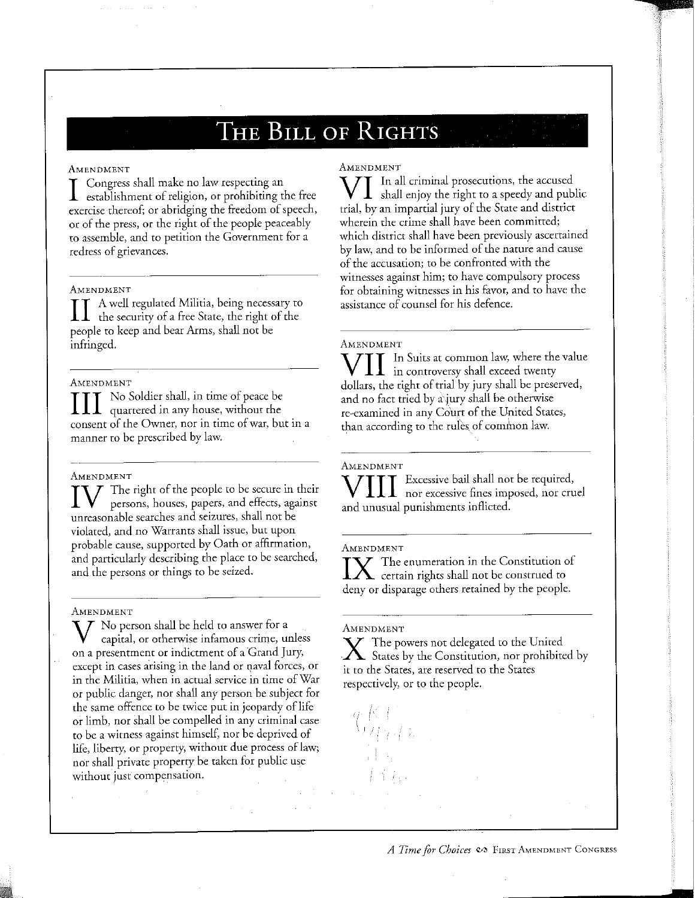# The Bill of Rights

## Amendment I

Congress shall make no law respecting an establishment of religion, or prohibiting the free exercise thereof; or abridging the freedom of speech, or of the press, or the right of the people peaceably to assemble, and to petition the Government for a redress of grievances.

## Amendment II

A well regulated Militia, being necessary to the security of a free State, the right of the people to keep and bear Arms, shall not be infringed.

## Amendment III

No Soldier shall, in time of peace be quartered in any house, without the consent of the Owner, nor in time of war, but in a manner to be prescribed by law.

## Amendment IV

The right of the people to be secure in their persons, houses, papers, and effects, against unreasonable searches and seizures, shall not be violated, and no Warrants shall issue, but upon probable cause, supported by Oath or affirmation, and particularly describing the place to be searched, and the persons or things to be seized.

## Amendment V

No person shall be held to answer for a capital, or otherwise infamous crime, unless on a presentment or indictment of a Grand Jury, except in cases arising in the land or naval forces, or in the Militia, when in actual service in time of War or public danger, nor shall any person be subject for the same offence to be twice put in jeopardy of life or limb, nor shall be compelled in any criminal case to be a witness against himself, nor be deprived of life, liberty, or property, without due process of law; nor shall private property be taken for public use without just compensation.

## Amendment VI

In all criminal prosecutions, the accused shall enjoy the right to a speedy and public trial, by an impartial jury of the State and district wherein the crime shall have been committed; which district shall have been previously ascertained by law, and to be informed of the nature and cause of the accusation; to be confronted with the witnesses against him; to have compulsory process for obtaining witnesses in his favor, and to have the assistance of counsel for his defence.

## Amendment VII

In Suits at common law, where the value in controversy shall exceed twenty dollars, the right of trial by jury shall be preserved, and no fact tried by a jury shall be otherwise re-examined in any Court of the United States, than according to the rules of common law.

## Amendment VIII

Excessive bail shall not be required, nor excessive fines imposed, nor cruel and unusual punishments inflicted.

## Amendment IX

The enumeration in the Constitution of certain rights shall not be construed to deny or disparage others retained by the people.

## Amendment X

The powers not delegated to the United States by the Constitution, nor prohibited by it to the States, are reserved to the States respectively, or to the people.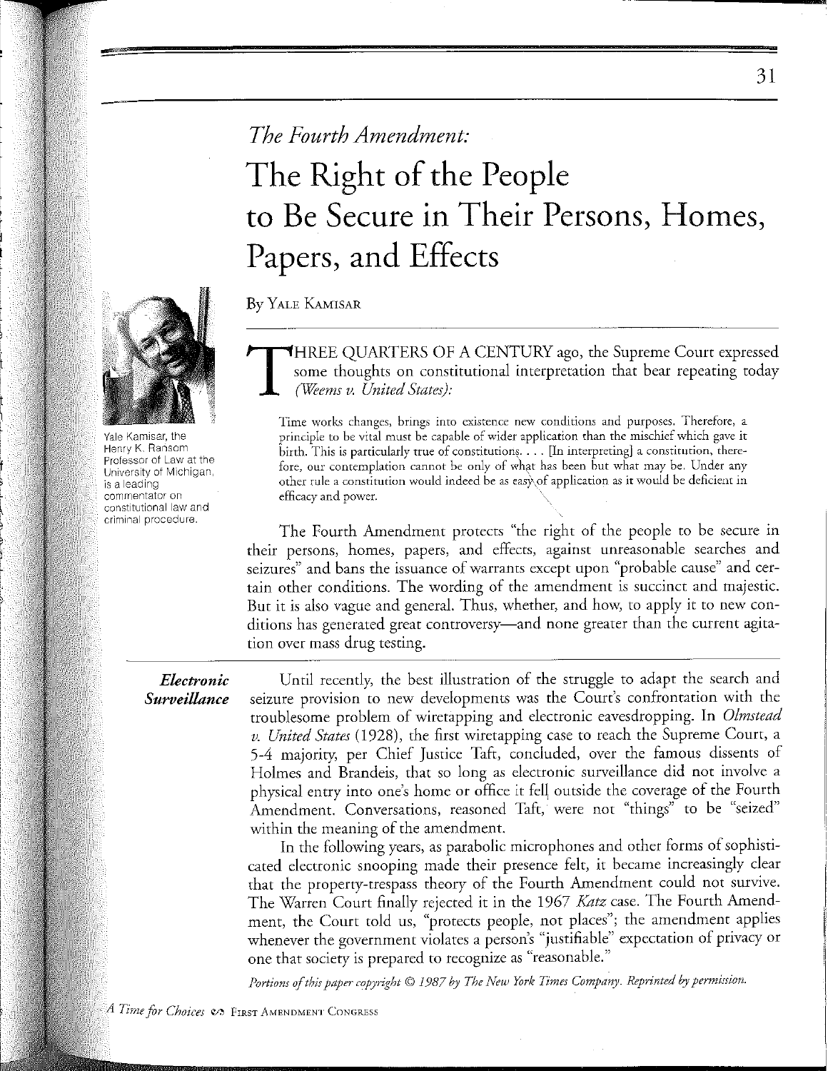*The Fourth Amendment:*

# The Right of the People to Be Secure in Their Persons, Homes, Papers, and Effects

By Yale Kamisar

Yale Kamisar, the Henry K. Ransom Professor of Law at the University of Michigan, is a leading commentator on constitutional law and criminal procedure.

THREE QUARTERS OF A CENTURY ago, the Supreme Court expressed some thoughts on constitutional interpretation that bear repeating today *(Weems v. United States)*:

> Time works changes, brings into existence new conditions and purposes. Therefore, a principle to be vital must be capable of wider application than the mischief which gave it birth. This is particularly true of constitutions. . . . [In interpreting] a constitution, therefore, our contemplation cannot be only of what has been but what may be. Under any other rule a constitution would indeed be as easy of application as it would be deficient in efficacy and power.

The Fourth Amendment protects "the right of the people to be secure in their persons, homes, papers, and effects, against unreasonable searches and seizures" and bans the issuance of warrants except upon "probable cause" and certain other conditions. The wording of the amendment is succinct and majestic. But it is also vague and general. Thus, whether, and how, to apply it to new conditions has generated great controversy—and none greater than the current agitation over mass drug testing.

## Electronic Surveillance

Until recently, the best illustration of the struggle to adapt the search and seizure provision to new developments was the Court's confrontation with the troublesome problem of wiretapping and electronic eavesdropping. In *Olmstead v. United States* (1928), the first wiretapping case to reach the Supreme Court, a 5-4 majority, per Chief Justice Taft, concluded, over the famous dissents of Holmes and Brandeis, that so long as electronic surveillance did not involve a physical entry into one's home or office it fell outside the coverage of the Fourth Amendment. Conversations, reasoned Taft, were not "things" to be "seized" within the meaning of the amendment.

In the following years, as parabolic microphones and other forms of sophisticated electronic snooping made their presence felt, it became increasingly clear that the property-trespass theory of the Fourth Amendment could not survive. The Warren Court finally rejected it in the 1967 *Katz* case. The Fourth Amendment, the Court told us, "protects people, not places"; the amendment applies whenever the government violates a person's "justifiable" expectation of privacy or one that society is prepared to recognize as "reasonable."

*Portions of this paper copyright © 1987 by The New York Times Company. Reprinted by permission.*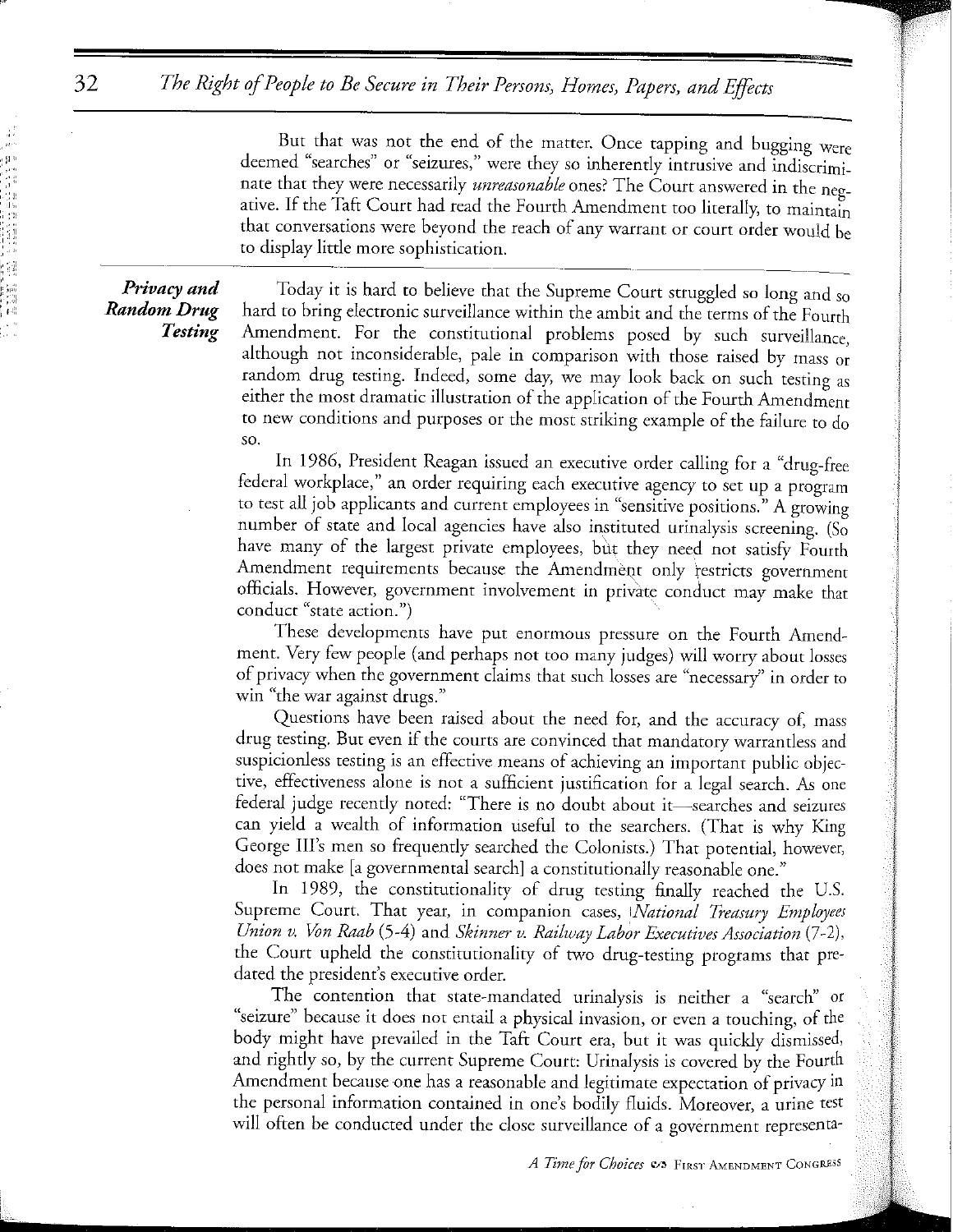But that was not the end of the matter. Once tapping and bugging were deemed "searches" or "seizures," were they so inherently intrusive and indiscriminate that they were necessarily *unreasonable* ones? The Court answered in the negative. If the Taft Court had read the Fourth Amendment too literally, to maintain that conversations were beyond the reach of any warrant or court order would be to display little more sophistication.

### *Privacy and Random Drug Testing*

Today it is hard to believe that the Supreme Court struggled so long and so hard to bring electronic surveillance within the ambit and the terms of the Fourth Amendment. For the constitutional problems posed by such surveillance, although not inconsiderable, pale in comparison with those raised by mass or random drug testing. Indeed, some day, we may look back on such testing as either the most dramatic illustration of the application of the Fourth Amendment to new conditions and purposes or the most striking example of the failure to do so.

In 1986, President Reagan issued an executive order calling for a "drug-free federal workplace," an order requiring each executive agency to set up a program to test all job applicants and current employees in "sensitive positions." A growing number of state and local agencies have also instituted urinalysis screening. (So have many of the largest private employees, but they need not satisfy Fourth Amendment requirements because the Amendment only restricts government officials. However, government involvement in private conduct may make that conduct "state action.")

These developments have put enormous pressure on the Fourth Amendment. Very few people (and perhaps not too many judges) will worry about losses of privacy when the government claims that such losses are "necessary" in order to win "the war against drugs."

Questions have been raised about the need for, and the accuracy of, mass drug testing. But even if the courts are convinced that mandatory warrantless and suspicionless testing is an effective means of achieving an important public objective, effectiveness alone is not a sufficient justification for a legal search. As one federal judge recently noted: "There is no doubt about it—searches and seizures can yield a wealth of information useful to the searchers. (That is why King George III's men so frequently searched the Colonists.) That potential, however, does not make [a governmental search] a constitutionally reasonable one."

In 1989, the constitutionality of drug testing finally reached the U.S. Supreme Court. That year, in companion cases, *National Treasury Employees Union v. Von Raab* (5-4) and *Skinner v. Railway Labor Executives Association* (7-2), the Court upheld the constitutionality of two drug-testing programs that predated the president's executive order.

The contention that state-mandated urinalysis is neither a "search" or "seizure" because it does not entail a physical invasion, or even a touching, of the body might have prevailed in the Taft Court era, but it was quickly dismissed, and rightly so, by the current Supreme Court: Urinalysis is covered by the Fourth Amendment because one has a reasonable and legitimate expectation of privacy in the personal information contained in one's bodily fluids. Moreover, a urine test will often be conducted under the close surveillance of a government representa-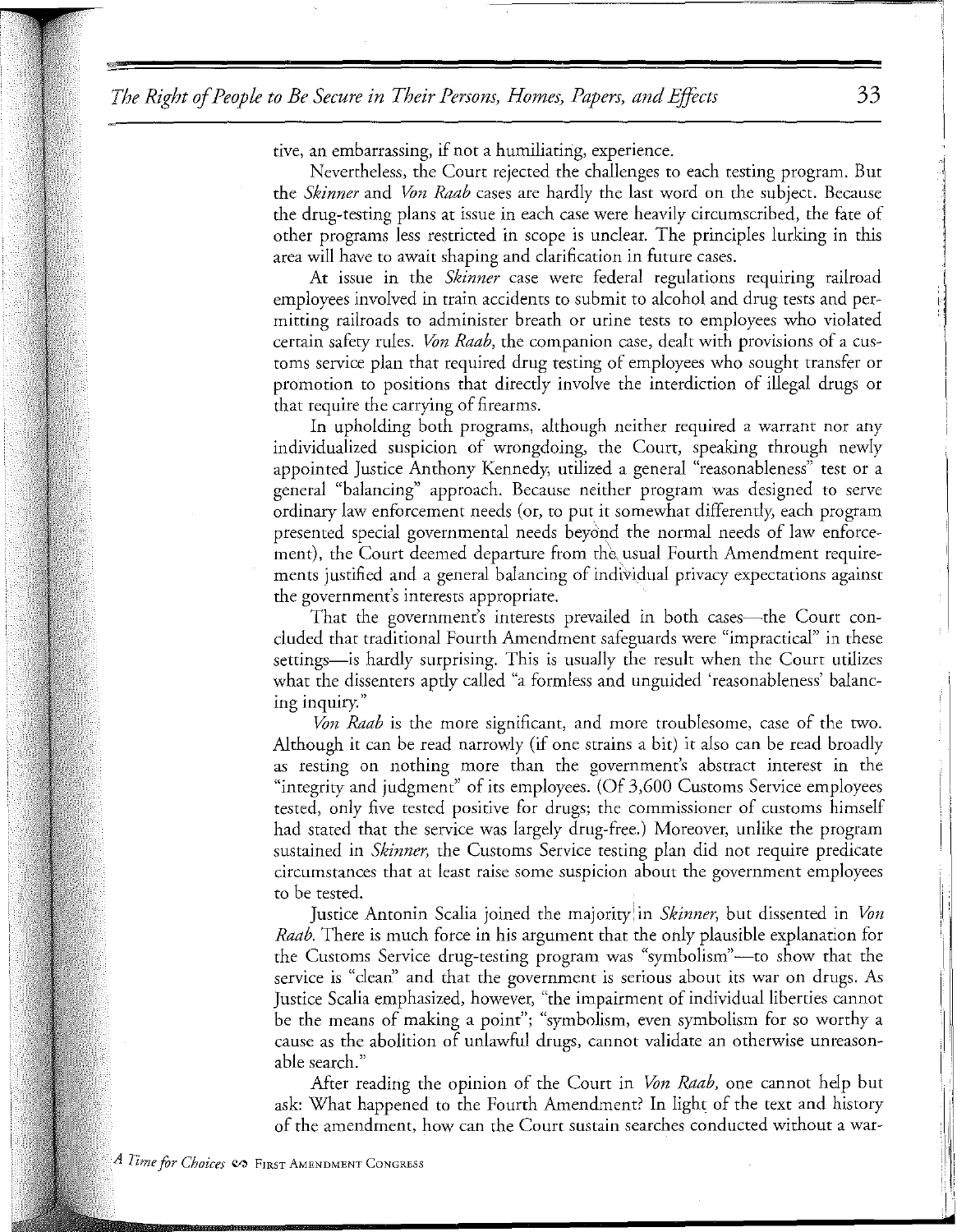tive, an embarrassing, if not a humiliating, experience.

Nevertheless, the Court rejected the challenges to each testing program. But the *Skinner* and *Von Raab* cases are hardly the last word on the subject. Because the drug-testing plans at issue in each case were heavily circumscribed, the fate of other programs less restricted in scope is unclear. The principles lurking in this area will have to await shaping and clarification in future cases.

At issue in the *Skinner* case were federal regulations requiring railroad employees involved in train accidents to submit to alcohol and drug tests and permitting railroads to administer breath or urine tests to employees who violated certain safety rules. *Von Raab*, the companion case, dealt with provisions of a customs service plan that required drug testing of employees who sought transfer or promotion to positions that directly involve the interdiction of illegal drugs or that require the carrying of firearms.

In upholding both programs, although neither required a warrant nor any individualized suspicion of wrongdoing, the Court, speaking through newly appointed Justice Anthony Kennedy, utilized a general "reasonableness" test or a general "balancing" approach. Because neither program was designed to serve ordinary law enforcement needs (or, to put it somewhat differently, each program presented special governmental needs beyond the normal needs of law enforcement), the Court deemed departure from the usual Fourth Amendment requirements justified and a general balancing of individual privacy expectations against the government's interests appropriate.

That the government's interests prevailed in both cases—the Court concluded that traditional Fourth Amendment safeguards were "impractical" in these settings—is hardly surprising. This is usually the result when the Court utilizes what the dissenters aptly called "a formless and unguided 'reasonableness' balancing inquiry."

*Von Raab* is the more significant, and more troublesome, case of the two. Although it can be read narrowly (if one strains a bit) it also can be read broadly as resting on nothing more than the government's abstract interest in the "integrity and judgment" of its employees. (Of 3,600 Customs Service employees tested, only five tested positive for drugs; the commissioner of customs himself had stated that the service was largely drug-free.) Moreover, unlike the program sustained in *Skinner*, the Customs Service testing plan did not require predicate circumstances that at least raise some suspicion about the government employees to be tested.

Justice Antonin Scalia joined the majority in *Skinner*, but dissented in *Von Raab*. There is much force in his argument that the only plausible explanation for the Customs Service drug-testing program was "symbolism"—to show that the service is "clean" and that the government is serious about its war on drugs. As Justice Scalia emphasized, however, "the impairment of individual liberties cannot be the means of making a point"; "symbolism, even symbolism for so worthy a cause as the abolition of unlawful drugs, cannot validate an otherwise unreasonable search."

After reading the opinion of the Court in *Von Raab*, one cannot help but ask: What happened to the Fourth Amendment? In light of the text and history of the amendment, how can the Court sustain searches conducted without a war-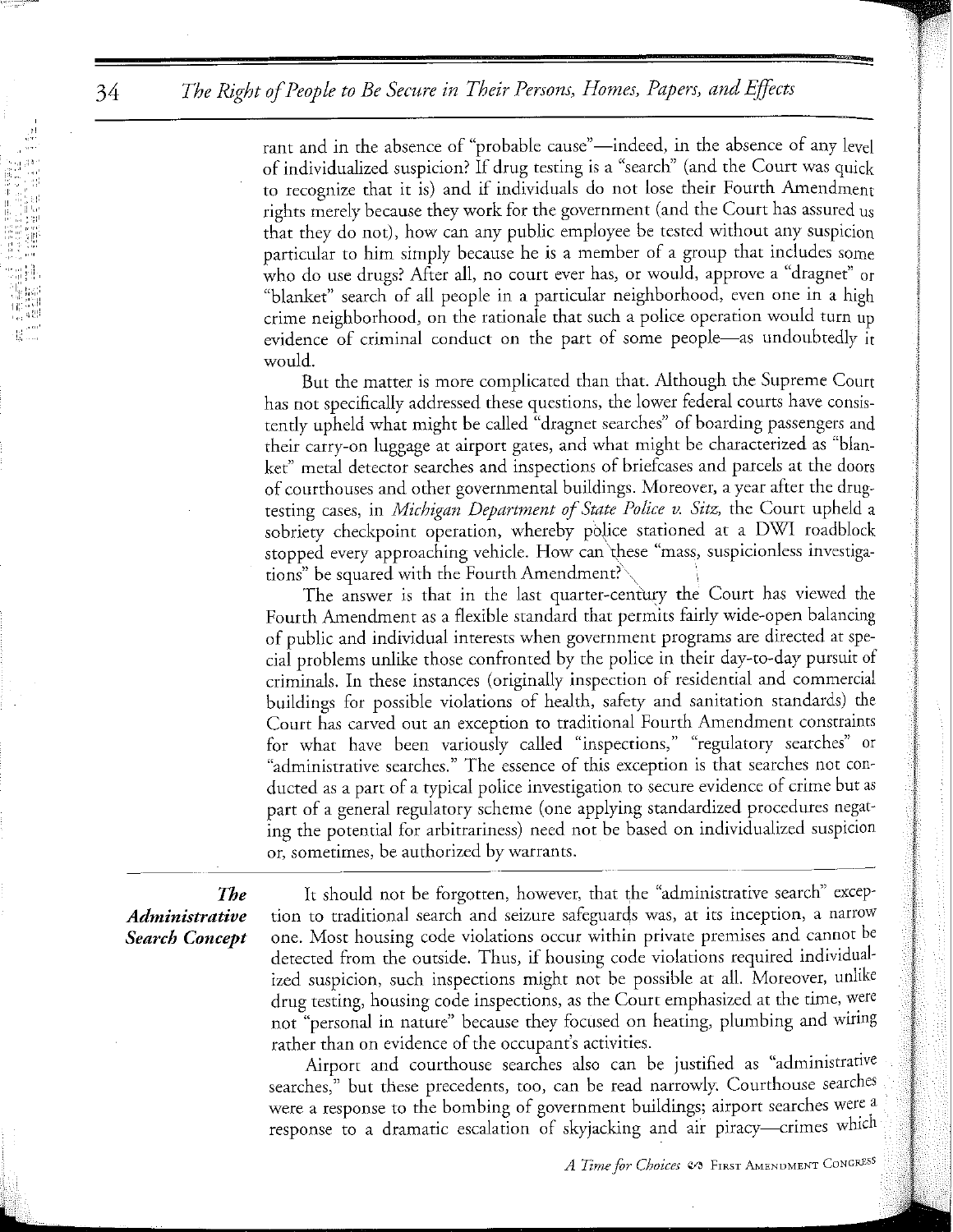rant and in the absence of "probable cause"—indeed, in the absence of any level of individualized suspicion? If drug testing is a "search" (and the Court was quick to recognize that it is) and if individuals do not lose their Fourth Amendment rights merely because they work for the government (and the Court has assured us that they do not), how can any public employee be tested without any suspicion particular to him simply because he is a member of a group that includes some who do use drugs? After all, no court ever has, or would, approve a "dragnet" or "blanket" search of all people in a particular neighborhood, even one in a high crime neighborhood, on the rationale that such a police operation would turn up evidence of criminal conduct on the part of some people—as undoubtedly it would.

But the matter is more complicated than that. Although the Supreme Court has not specifically addressed these questions, the lower federal courts have consistently upheld what might be called "dragnet searches" of boarding passengers and their carry-on luggage at airport gates, and what might be characterized as "blanket" metal detector searches and inspections of briefcases and parcels at the doors of courthouses and other governmental buildings. Moreover, a year after the drug-testing cases, in *Michigan Department of State Police v. Sitz*, the Court upheld a sobriety checkpoint operation, whereby police stationed at a DWI roadblock stopped every approaching vehicle. How can these "mass, suspicionless investigations" be squared with the Fourth Amendment?

The answer is that in the last quarter-century the Court has viewed the Fourth Amendment as a flexible standard that permits fairly wide-open balancing of public and individual interests when government programs are directed at special problems unlike those confronted by the police in their day-to-day pursuit of criminals. In these instances (originally inspection of residential and commercial buildings for possible violations of health, safety and sanitation standards) the Court has carved out an exception to traditional Fourth Amendment constraints for what have been variously called "inspections," "regulatory searches" or "administrative searches." The essence of this exception is that searches not conducted as a part of a typical police investigation to secure evidence of crime but as part of a general regulatory scheme (one applying standardized procedures negating the potential for arbitrariness) need not be based on individualized suspicion or, sometimes, be authorized by warrants.

### *The Administrative Search Concept*

It should not be forgotten, however, that the "administrative search" exception to traditional search and seizure safeguards was, at its inception, a narrow one. Most housing code violations occur within private premises and cannot be detected from the outside. Thus, if housing code violations required individualized suspicion, such inspections might not be possible at all. Moreover, unlike drug testing, housing code inspections, as the Court emphasized at the time, were not "personal in nature" because they focused on heating, plumbing and wiring rather than on evidence of the occupant's activities.

Airport and courthouse searches also can be justified as "administrative searches," but these precedents, too, can be read narrowly. Courthouse searches were a response to the bombing of government buildings; airport searches were a response to a dramatic escalation of skyjacking and air piracy—crimes which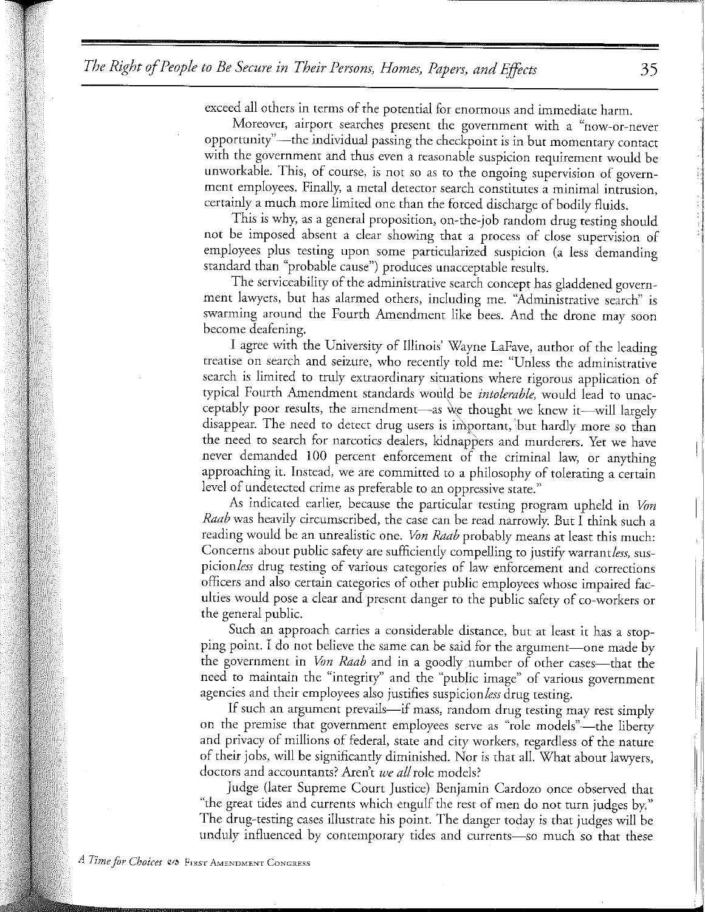exceed all others in terms of the potential for enormous and immediate harm.

Moreover, airport searches present the government with a "now-or-never opportunity"—the individual passing the checkpoint is in but momentary contact with the government and thus even a reasonable suspicion requirement would be unworkable. This, of course, is not so as to the ongoing supervision of government employees. Finally, a metal detector search constitutes a minimal intrusion, certainly a much more limited one than the forced discharge of bodily fluids.

This is why, as a general proposition, on-the-job random drug testing should not be imposed absent a clear showing that a process of close supervision of employees plus testing upon some particularized suspicion (a less demanding standard than "probable cause") produces unacceptable results.

The serviceability of the administrative search concept has gladdened government lawyers, but has alarmed others, including me. "Administrative search" is swarming around the Fourth Amendment like bees. And the drone may soon become deafening.

I agree with the University of Illinois' Wayne LaFave, author of the leading treatise on search and seizure, who recently told me: "Unless the administrative search is limited to truly extraordinary situations where rigorous application of typical Fourth Amendment standards would be *intolerable,* would lead to unacceptably poor results, the amendment—as we thought we knew it—will largely disappear. The need to detect drug users is important, but hardly more so than the need to search for narcotics dealers, kidnappers and murderers. Yet we have never demanded 100 percent enforcement of the criminal law, or anything approaching it. Instead, we are committed to a philosophy of tolerating a certain level of undetected crime as preferable to an oppressive state."

As indicated earlier, because the particular testing program upheld in *Von Raab* was heavily circumscribed, the case can be read narrowly. But I think such a reading would be an unrealistic one. *Von Raab* probably means at least this much: Concerns about public safety are sufficiently compelling to justify warrant*less,* suspicion*less* drug testing of various categories of law enforcement and corrections officers and also certain categories of other public employees whose impaired faculties would pose a clear and present danger to the public safety of co-workers or the general public.

Such an approach carries a considerable distance, but at least it has a stopping point. I do not believe the same can be said for the argument—one made by the government in *Von Raab* and in a goodly number of other cases—that the need to maintain the "integrity" and the "public image" of various government agencies and their employees also justifies suspicion*less* drug testing.

If such an argument prevails—if mass, random drug testing may rest simply on the premise that government employees serve as "role models"—the liberty and privacy of millions of federal, state and city workers, regardless of the nature of their jobs, will be significantly diminished. Nor is that all. What about lawyers, doctors and accountants? Aren't *we all* role models?

Judge (later Supreme Court Justice) Benjamin Cardozo once observed that "the great tides and currents which engulf the rest of men do not turn judges by." The drug-testing cases illustrate his point. The danger today is that judges will be unduly influenced by contemporary tides and currents—so much so that these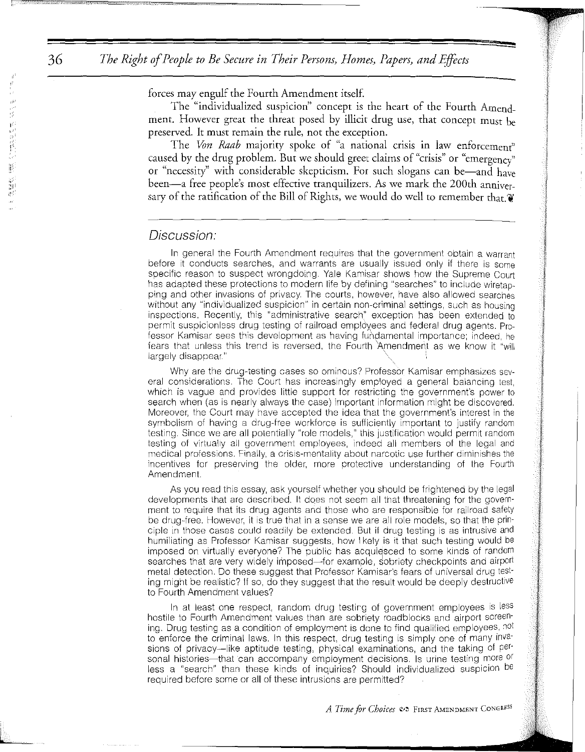forces may engulf the Fourth Amendment itself.

The "individualized suspicion" concept is the heart of the Fourth Amendment. However great the threat posed by illicit drug use, that concept must be preserved. It must remain the rule, not the exception.

The *Von Raab* majority spoke of "a national crisis in law enforcement" caused by the drug problem. But we should greet claims of "crisis" or "emergency" or "necessity" with considerable skepticism. For such slogans can be—and have been—a free people's most effective tranquilizers. As we mark the 200th anniversary of the ratification of the Bill of Rights, we would do well to remember that.

## *Discussion:*

In general the Fourth Amendment requires that the government obtain a warrant before it conducts searches, and warrants are usually issued only if there is some specific reason to suspect wrongdoing. Yale Kamisar shows how the Supreme Court has adapted these protections to modern life by defining "searches" to include wiretapping and other invasions of privacy. The courts, however, have also allowed searches without any "individualized suspicion" in certain non-criminal settings, such as housing inspections. Recently, this "administrative search" exception has been extended to permit suspicionless drug testing of railroad employees and federal drug agents. Professor Kamisar sees this development as having fundamental importance; indeed, he fears that unless this trend is reversed, the Fourth Amendment as we know it "will largely disappear."

Why are the drug-testing cases so ominous? Professor Kamisar emphasizes several considerations. The Court has increasingly employed a general balancing test, which is vague and provides little support for restricting the government's power to search when (as is nearly always the case) important information might be discovered. Moreover, the Court may have accepted the idea that the government's interest in the symbolism of having a drug-free workforce is sufficiently important to justify random testing. Since we are all potentially "role models," this justification would permit random testing of virtually all government employees, indeed all members of the legal and medical professions. Finally, a crisis-mentality about narcotic use further diminishes the incentives for preserving the older, more protective understanding of the Fourth Amendment.

As you read this essay, ask yourself whether you should be frightened by the legal developments that are described. It does not seem all that threatening for the government to require that its drug agents and those who are responsible for railroad safety be drug-free. However, it is true that in a sense we are all role models, so that the principle in those cases could readily be extended. But if drug testing is as intrusive and humiliating as Professor Kamisar suggests, how likely is it that such testing would be imposed on virtually everyone? The public has acquiesced to some kinds of random searches that are very widely imposed—for example, sobriety checkpoints and airport metal detection. Do these suggest that Professor Kamisar's fears of universal drug testing might be realistic? If so, do they suggest that the result would be deeply destructive to Fourth Amendment values?

In at least one respect, random drug testing of government employees is less hostile to Fourth Amendment values than are sobriety roadblocks and airport screening. Drug testing as a condition of employment is done to find qualified employees, not to enforce the criminal laws. In this respect, drug testing is simply one of many invasions of privacy—like aptitude testing, physical examinations, and the taking of personal histories—that can accompany employment decisions. Is urine testing more or less a "search" than these kinds of inquiries? Should individualized suspicion be required before some or all of these intrusions are permitted?